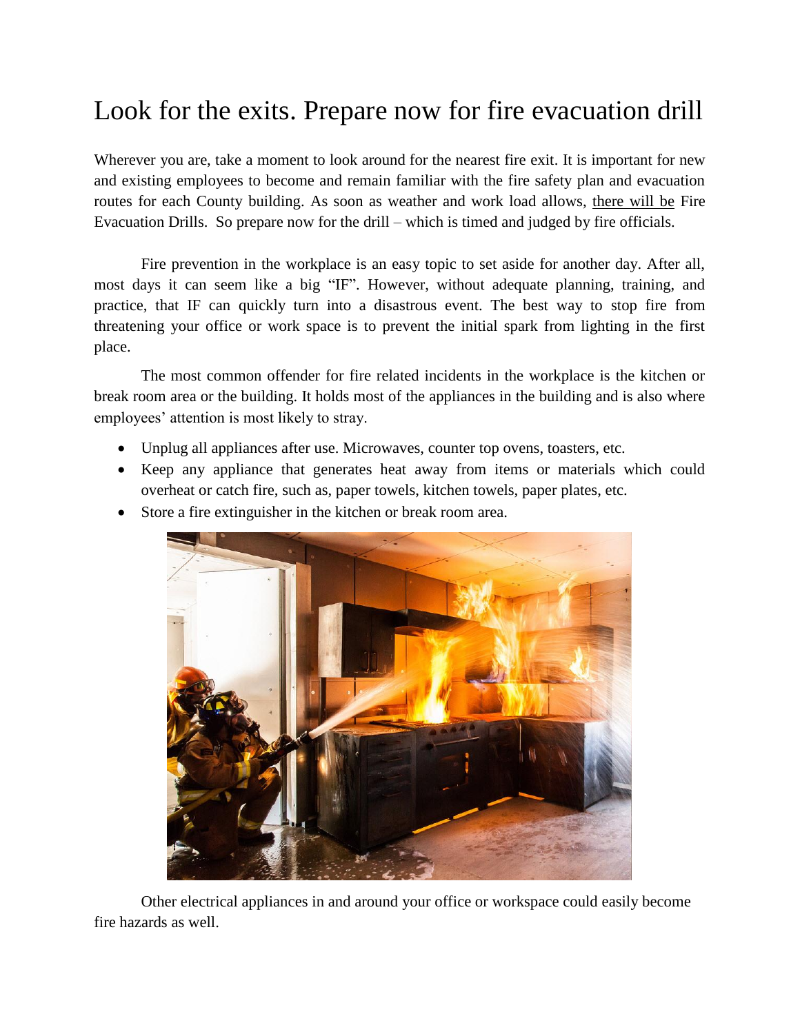# Look for the exits. Prepare now for fire evacuation drill

Wherever you are, take a moment to look around for the nearest fire exit. It is important for new and existing employees to become and remain familiar with the fire safety plan and evacuation routes for each County building. As soon as weather and work load allows, <u>there will be</u> Fire Evacuation Drills. So prepare now for the drill – which is timed and judged by fire officials.

Fire prevention in the workplace is an easy topic to set aside for another day. After all, most days it can seem like a big "IF". However, without adequate planning, training, and practice, that IF can quickly turn into a disastrous event. The best way to stop fire from threatening your office or work space is to prevent the initial spark from lighting in the first place.

The most common offender for fire related incidents in the workplace is the kitchen or break room area or the building. It holds most of the appliances in the building and is also where employees' attention is most likely to stray.

- Unplug all appliances after use. Microwaves, counter top ovens, toasters, etc.
- Keep any appliance that generates heat away from items or materials which could overheat or catch fire, such as, paper towels, kitchen towels, paper plates, etc.
- Store a fire extinguisher in the kitchen or break room area.

Other electrical appliances in and around your office or workspace could easily become fire hazards as well.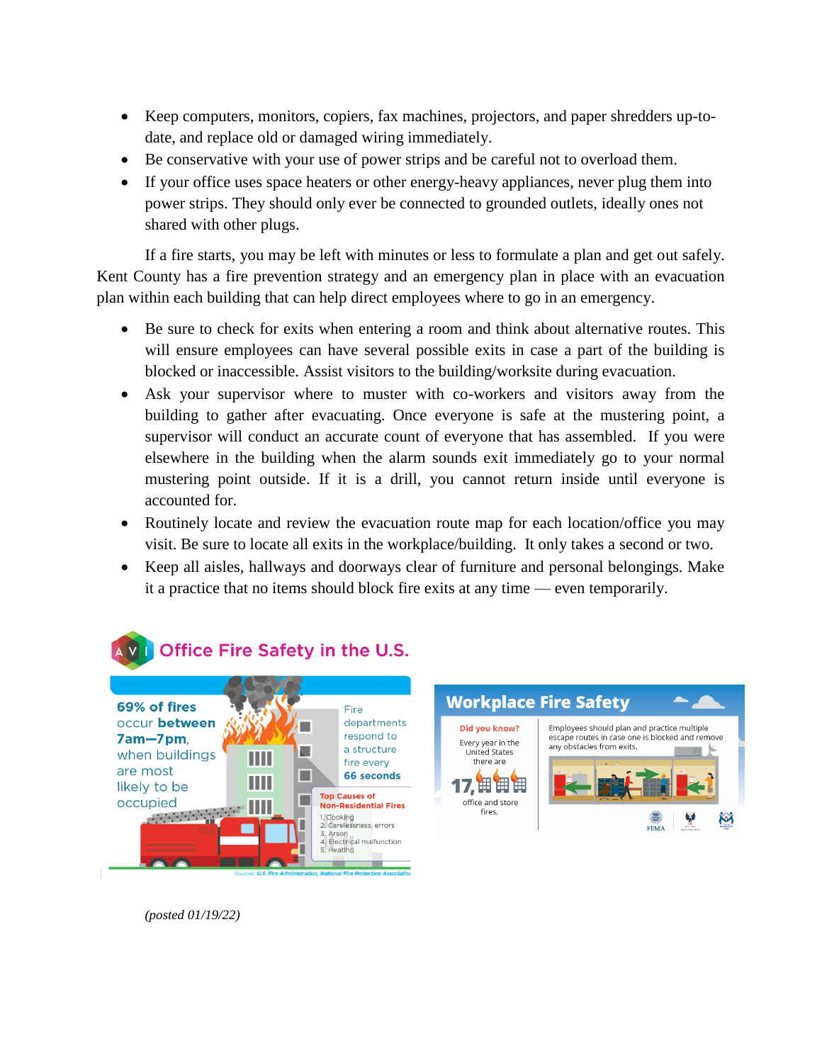- Keep computers, monitors, copiers, fax machines, projectors, and paper shredders up-to-date, and replace old or damaged wiring immediately.
- Be conservative with your use of power strips and be careful not to overload them.
- If your office uses space heaters or other energy-heavy appliances, never plug them into power strips. They should only ever be connected to grounded outlets, ideally ones not shared with other plugs.

If a fire starts, you may be left with minutes or less to formulate a plan and get out safely. Kent County has a fire prevention strategy and an emergency plan in place with an evacuation plan within each building that can help direct employees where to go in an emergency.

- Be sure to check for exits when entering a room and think about alternative routes. This will ensure employees can have several possible exits in case a part of the building is blocked or inaccessible. Assist visitors to the building/worksite during evacuation.
- Ask your supervisor where to muster with co-workers and visitors away from the building to gather after evacuating. Once everyone is safe at the mustering point, a supervisor will conduct an accurate count of everyone that has assembled. If you were elsewhere in the building when the alarm sounds exit immediately go to your normal mustering point outside. If it is a drill, you cannot return inside until everyone is accounted for.
- Routinely locate and review the evacuation route map for each location/office you may visit. Be sure to locate all exits in the workplace/building. It only takes a second or two.
- Keep all aisles, hallways and doorways clear of furniture and personal belongings. Make it a practice that no items should block fire exits at any time — even temporarily.

**Office Fire Safety in the U.S.**

**69% of fires** occur **between 7am—7pm**, when buildings are most likely to be occupied

Fire departments respond to a structure fire every **66 seconds**

**Top Causes of Non-Residential Fires**

1. Cooking
2. Carelessness, errors
3. Arson
4. Electrical malfunction
5. Heating

Sources: U.S. Fire Administration, National Fire Protection Association

**Workplace Fire Safety**

**Did you know?** Every year in the United States there are 17,000 office and store fires.

Employees should plan and practice multiple escape routes in case one is blocked and remove any obstacles from exits.

FEMA

*(posted 01/19/22)*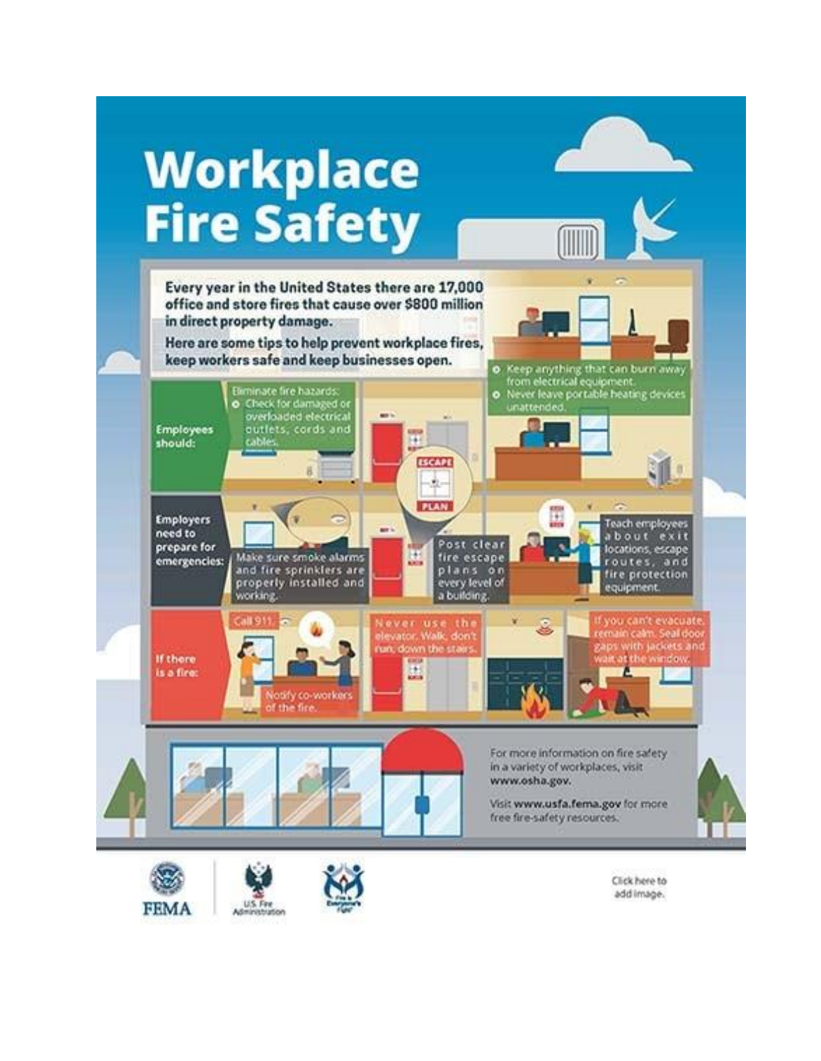# Workplace Fire Safety

**Every year in the United States there are 17,000 office and store fires that cause over $800 million in direct property damage.**

**Here are some tips to help prevent workplace fires, keep workers safe and keep businesses open.**

**Employees should:**

- Eliminate fire hazards:
  - Check for damaged or overloaded electrical outlets, cords and cables.
- Keep anything that can burn away from electrical equipment.
- Never leave portable heating devices unattended.

**Employers need to prepare for emergencies:**

- Make sure smoke alarms and fire sprinklers are properly installed and working.
- Post clear fire escape plans on every level of a building.
- Teach employees about exit locations, escape routes, and fire protection equipment.

**If there is a fire:**

- Call 911.
- Notify co-workers of the fire.
- Never use the elevator. Walk, don't run, down the stairs.
- If you can't evacuate, remain calm. Seal door gaps with jackets and wait at the window.

For more information on fire safety in a variety of workplaces, visit **www.osha.gov.**

Visit **www.usfa.fema.gov** for more free fire-safety resources.

FEMA | U.S. Fire Administration | Fire is Everyone's Fight

Click here to add image.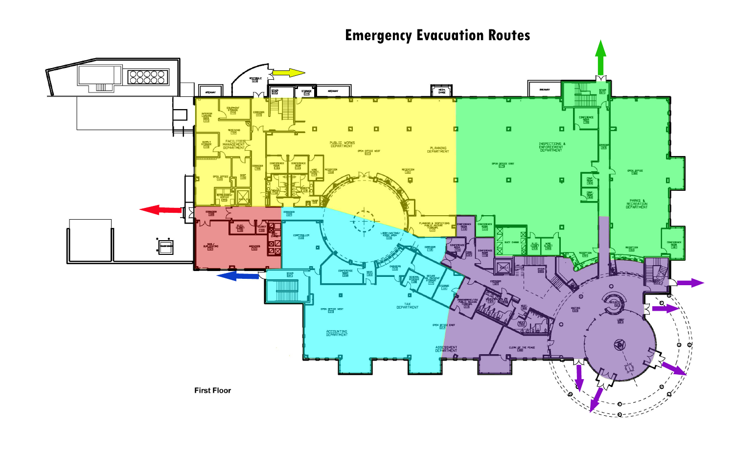# Emergency Evacuation Routes

First Floor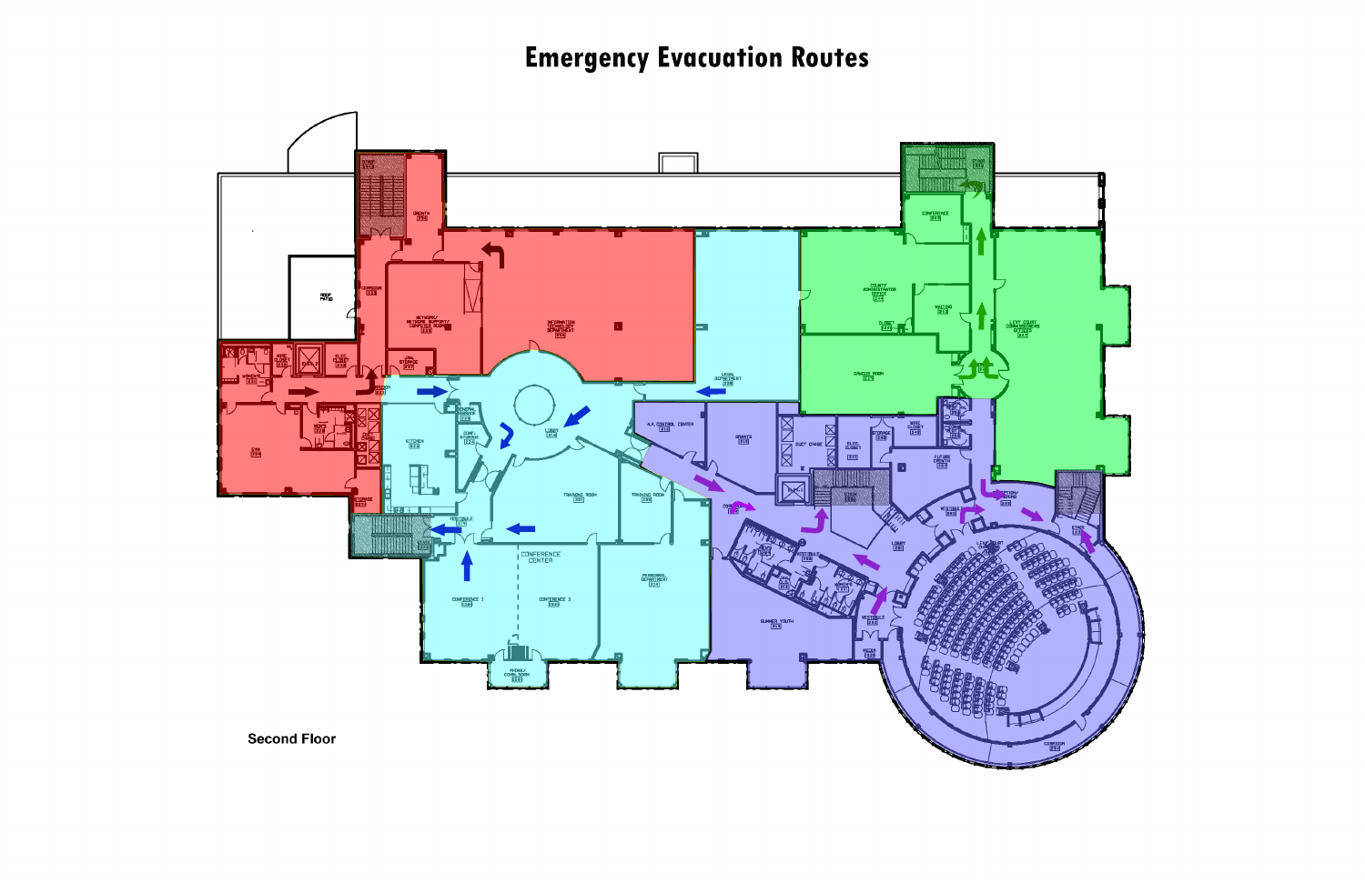# Emergency Evacuation Routes

Second Floor